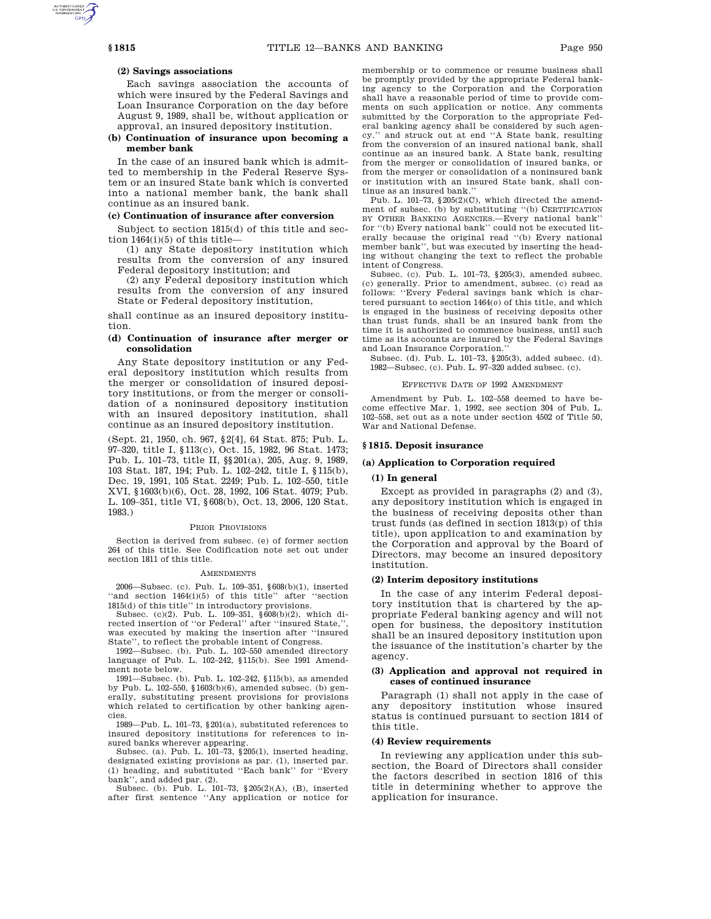#### (2) Savings associations

Each savings association the accounts of which were insured by the Federal Savings and Loan Insurance Corporation on the day before August 9, 1989, shall be, without application or approval, an insured depository institution.

#### (b) Continuation of insurance upon becoming a member bank

In the case of an insured bank which is admitted to membership in the Federal Reserve System or an insured State bank which is converted into a national member bank, the bank shall continue as an insured bank.

#### (c) Continuation of insurance after conversion

Subject to section 1815(d) of this title and section 1464(i)(5) of this title—

(1) any State depository institution which results from the conversion of any insured Federal depository institution; and

(2) any Federal depository institution which results from the conversion of any insured State or Federal depository institution,

shall continue as an insured depository institution.

#### (d) Continuation of insurance after merger or consolidation

Any State depository institution or any Federal depository institution which results from the merger or consolidation of insured depository institutions, or from the merger or consolidation of a noninsured depository institution with an insured depository institution, shall continue as an insured depository institution.

(Sept. 21, 1950, ch. 967, §2[4], 64 Stat. 875; Pub. L. 97–320, title I, §113(c), Oct. 15, 1982, 96 Stat. 1473; Pub. L. 101–73, title II, §§201(a), 205, Aug. 9, 1989, 103 Stat. 187, 194; Pub. L. 102–242, title I, §115(b), Dec. 19, 1991, 105 Stat. 2249; Pub. L. 102–550, title XVI, §1603(b)(6), Oct. 28, 1992, 106 Stat. 4079; Pub. L. 109–351, title VI, §608(b), Oct. 13, 2006, 120 Stat. 1983.)

PRIOR PROVISIONS

Section is derived from subsec. (e) of former section 264 of this title. See Codification note set out under section 1811 of this title.

AMENDMENTS

2006—Subsec. (c). Pub. L. 109–351, §608(b)(1), inserted "and section 1464(i)(5) of this title" after "section 1815(d) of this title" in introductory provisions.

Subsec. (c)(2). Pub. L. 109–351, §608(b)(2), which directed insertion of "or Federal" after "insured State,", was executed by making the insertion after "insured State", to reflect the probable intent of Congress.

1992—Subsec. (b). Pub. L. 102–550 amended directory language of Pub. L. 102–242, §115(b). See 1991 Amendment note below.

1991—Subsec. (b). Pub. L. 102–242, §115(b), as amended by Pub. L. 102–550, §1603(b)(6), amended subsec. (b) generally, substituting present provisions for provisions which related to certification by other banking agencies.

1989—Pub. L. 101–73, §201(a), substituted references to insured depository institutions for references to insured banks wherever appearing.

Subsec. (a). Pub. L. 101–73, §205(1), inserted heading, designated existing provisions as par. (1), inserted par. (1) heading, and substituted "Each bank" for "Every bank", and added par. (2).

Subsec. (b). Pub. L. 101–73, §205(2)(A), (B), inserted after first sentence "Any application or notice for membership or to commence or resume business shall be promptly provided by the appropriate Federal banking agency to the Corporation and the Corporation shall have a reasonable period of time to provide comments on such application or notice. Any comments submitted by the Corporation to the appropriate Federal banking agency shall be considered by such agency." and struck out at end "A State bank, resulting from the conversion of an insured national bank, shall continue as an insured bank. A State bank, resulting from the merger or consolidation of insured banks, or from the merger or consolidation of a noninsured bank or institution with an insured State bank, shall continue as an insured bank."

Pub. L. 101–73, §205(2)(C), which directed the amendment of subsec. (b) by substituting "(b) CERTIFICATION BY OTHER BANKING AGENCIES.—Every national bank" for "(b) Every national bank" could not be executed literally because the original read "(b) Every national member bank", but was executed by inserting the heading without changing the text to reflect the probable intent of Congress.

Subsec. (c). Pub. L. 101–73, §205(3), amended subsec. (c) generally. Prior to amendment, subsec. (c) read as follows: "Every Federal savings bank which is chartered pursuant to section 1464(*o*) of this title, and which is engaged in the business of receiving deposits other than trust funds, shall be an insured bank from the time it is authorized to commence business, until such time as its accounts are insured by the Federal Savings and Loan Insurance Corporation."

Subsec. (d). Pub. L. 101–73, §205(3), added subsec. (d).

1982—Subsec. (c). Pub. L. 97–320 added subsec. (c).

EFFECTIVE DATE OF 1992 AMENDMENT

Amendment by Pub. L. 102–558 deemed to have become effective Mar. 1, 1992, see section 304 of Pub. L. 102–558, set out as a note under section 4502 of Title 50, War and National Defense.

## §1815. Deposit insurance

### (a) Application to Corporation required

#### (1) In general

Except as provided in paragraphs (2) and (3), any depository institution which is engaged in the business of receiving deposits other than trust funds (as defined in section 1813(p) of this title), upon application to and examination by the Corporation and approval by the Board of Directors, may become an insured depository institution.

#### (2) Interim depository institutions

In the case of any interim Federal depository institution that is chartered by the appropriate Federal banking agency and will not open for business, the depository institution shall be an insured depository institution upon the issuance of the institution's charter by the agency.

#### (3) Application and approval not required in cases of continued insurance

Paragraph (1) shall not apply in the case of any depository institution whose insured status is continued pursuant to section 1814 of this title.

#### (4) Review requirements

In reviewing any application under this subsection, the Board of Directors shall consider the factors described in section 1816 of this title in determining whether to approve the application for insurance.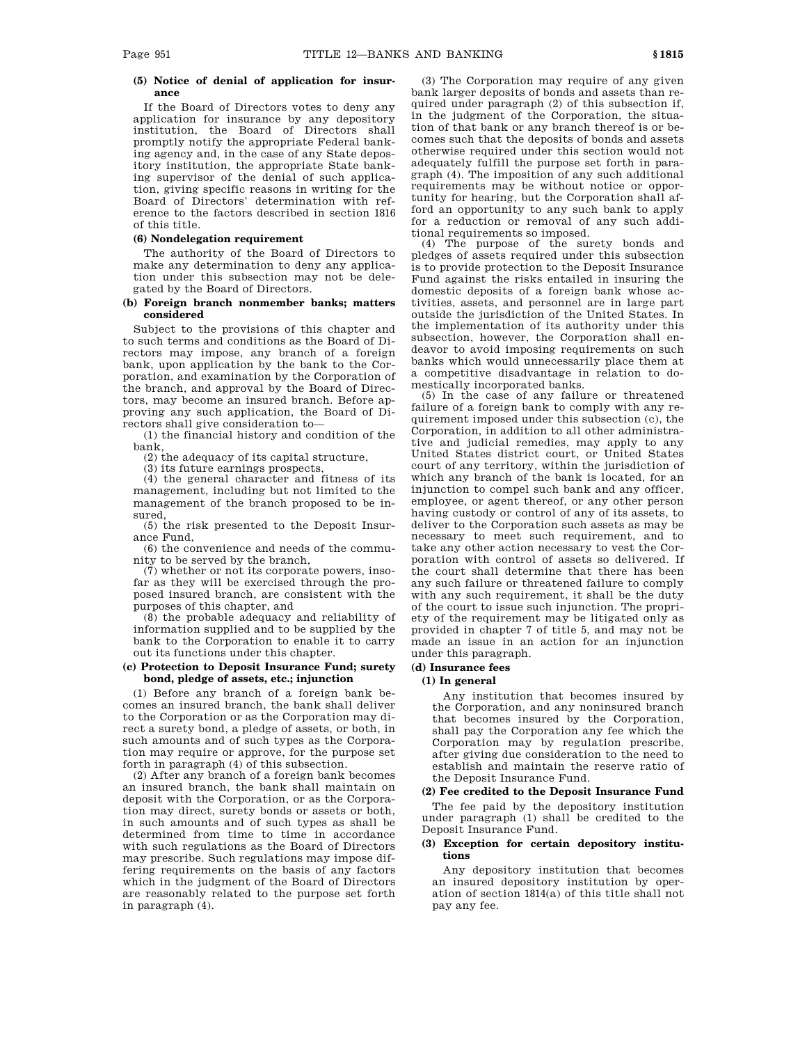**(5) Notice of denial of application for insurance**

If the Board of Directors votes to deny any application for insurance by any depository institution, the Board of Directors shall promptly notify the appropriate Federal banking agency and, in the case of any State depository institution, the appropriate State banking supervisor of the denial of such application, giving specific reasons in writing for the Board of Directors' determination with reference to the factors described in section 1816 of this title.

**(6) Nondelegation requirement**

The authority of the Board of Directors to make any determination to deny any application under this subsection may not be delegated by the Board of Directors.

**(b) Foreign branch nonmember banks; matters considered**

Subject to the provisions of this chapter and to such terms and conditions as the Board of Directors may impose, any branch of a foreign bank, upon application by the bank to the Corporation, and examination by the Corporation of the branch, and approval by the Board of Directors, may become an insured branch. Before approving any such application, the Board of Directors shall give consideration to—

(1) the financial history and condition of the bank,

(2) the adequacy of its capital structure,

(3) its future earnings prospects,

(4) the general character and fitness of its management, including but not limited to the management of the branch proposed to be insured,

(5) the risk presented to the Deposit Insurance Fund,

(6) the convenience and needs of the community to be served by the branch,

(7) whether or not its corporate powers, insofar as they will be exercised through the proposed insured branch, are consistent with the purposes of this chapter, and

(8) the probable adequacy and reliability of information supplied and to be supplied by the bank to the Corporation to enable it to carry out its functions under this chapter.

**(c) Protection to Deposit Insurance Fund; surety bond, pledge of assets, etc.; injunction**

(1) Before any branch of a foreign bank becomes an insured branch, the bank shall deliver to the Corporation or as the Corporation may direct a surety bond, a pledge of assets, or both, in such amounts and of such types as the Corporation may require or approve, for the purpose set forth in paragraph (4) of this subsection.

(2) After any branch of a foreign bank becomes an insured branch, the bank shall maintain on deposit with the Corporation, or as the Corporation may direct, surety bonds or assets or both, in such amounts and of such types as shall be determined from time to time in accordance with such regulations as the Board of Directors may prescribe. Such regulations may impose differing requirements on the basis of any factors which in the judgment of the Board of Directors are reasonably related to the purpose set forth in paragraph (4).

(3) The Corporation may require of any given bank larger deposits of bonds and assets than required under paragraph (2) of this subsection if, in the judgment of the Corporation, the situation of that bank or any branch thereof is or becomes such that the deposits of bonds and assets otherwise required under this section would not adequately fulfill the purpose set forth in paragraph (4). The imposition of any such additional requirements may be without notice or opportunity for hearing, but the Corporation shall afford an opportunity to any such bank to apply for a reduction or removal of any such additional requirements so imposed.

(4) The purpose of the surety bonds and pledges of assets required under this subsection is to provide protection to the Deposit Insurance Fund against the risks entailed in insuring the domestic deposits of a foreign bank whose activities, assets, and personnel are in large part outside the jurisdiction of the United States. In the implementation of its authority under this subsection, however, the Corporation shall endeavor to avoid imposing requirements on such banks which would unnecessarily place them at a competitive disadvantage in relation to domestically incorporated banks.

(5) In the case of any failure or threatened failure of a foreign bank to comply with any requirement imposed under this subsection (c), the Corporation, in addition to all other administrative and judicial remedies, may apply to any United States district court, or United States court of any territory, within the jurisdiction of which any branch of the bank is located, for an injunction to compel such bank and any officer, employee, or agent thereof, or any other person having custody or control of any of its assets, to deliver to the Corporation such assets as may be necessary to meet such requirement, and to take any other action necessary to vest the Corporation with control of assets so delivered. If the court shall determine that there has been any such failure or threatened failure to comply with any such requirement, it shall be the duty of the court to issue such injunction. The propriety of the requirement may be litigated only as provided in chapter 7 of title 5, and may not be made an issue in an action for an injunction under this paragraph.

**(d) Insurance fees**

**(1) In general**

Any institution that becomes insured by the Corporation, and any noninsured branch that becomes insured by the Corporation, shall pay the Corporation any fee which the Corporation may by regulation prescribe, after giving due consideration to the need to establish and maintain the reserve ratio of the Deposit Insurance Fund.

**(2) Fee credited to the Deposit Insurance Fund**

The fee paid by the depository institution under paragraph (1) shall be credited to the Deposit Insurance Fund.

**(3) Exception for certain depository institutions**

Any depository institution that becomes an insured depository institution by operation of section 1814(a) of this title shall not pay any fee.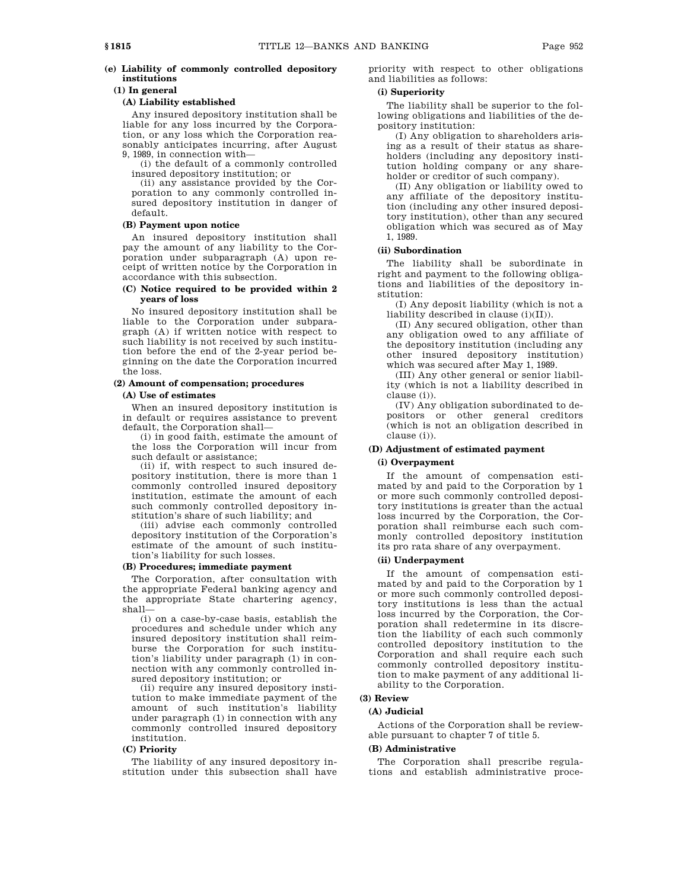**(e) Liability of commonly controlled depository institutions**

**(1) In general**

**(A) Liability established**

Any insured depository institution shall be liable for any loss incurred by the Corporation, or any loss which the Corporation reasonably anticipates incurring, after August 9, 1989, in connection with—

(i) the default of a commonly controlled insured depository institution; or

(ii) any assistance provided by the Corporation to any commonly controlled insured depository institution in danger of default.

**(B) Payment upon notice**

An insured depository institution shall pay the amount of any liability to the Corporation under subparagraph (A) upon receipt of written notice by the Corporation in accordance with this subsection.

**(C) Notice required to be provided within 2 years of loss**

No insured depository institution shall be liable to the Corporation under subparagraph (A) if written notice with respect to such liability is not received by such institution before the end of the 2-year period beginning on the date the Corporation incurred the loss.

**(2) Amount of compensation; procedures**

**(A) Use of estimates**

When an insured depository institution is in default or requires assistance to prevent default, the Corporation shall—

(i) in good faith, estimate the amount of the loss the Corporation will incur from such default or assistance;

(ii) if, with respect to such insured depository institution, there is more than 1 commonly controlled insured depository institution, estimate the amount of each such commonly controlled depository institution's share of such liability; and

(iii) advise each commonly controlled depository institution of the Corporation's estimate of the amount of such institution's liability for such losses.

**(B) Procedures; immediate payment**

The Corporation, after consultation with the appropriate Federal banking agency and the appropriate State chartering agency, shall—

(i) on a case-by-case basis, establish the procedures and schedule under which any insured depository institution shall reimburse the Corporation for such institution's liability under paragraph (1) in connection with any commonly controlled insured depository institution; or

(ii) require any insured depository institution to make immediate payment of the amount of such institution's liability under paragraph (1) in connection with any commonly controlled insured depository institution.

**(C) Priority**

The liability of any insured depository institution under this subsection shall have priority with respect to other obligations and liabilities as follows:

**(i) Superiority**

The liability shall be superior to the following obligations and liabilities of the depository institution:

(I) Any obligation to shareholders arising as a result of their status as shareholders (including any depository institution holding company or any shareholder or creditor of such company).

(II) Any obligation or liability owed to any affiliate of the depository institution (including any other insured depository institution), other than any secured obligation which was secured as of May 1, 1989.

**(ii) Subordination**

The liability shall be subordinate in right and payment to the following obligations and liabilities of the depository institution:

(I) Any deposit liability (which is not a liability described in clause (i)(II)).

(II) Any secured obligation, other than any obligation owed to any affiliate of the depository institution (including any other insured depository institution) which was secured after May 1, 1989.

(III) Any other general or senior liability (which is not a liability described in clause (i)).

(IV) Any obligation subordinated to depositors or other general creditors (which is not an obligation described in clause (i)).

**(D) Adjustment of estimated payment**

**(i) Overpayment**

If the amount of compensation estimated by and paid to the Corporation by 1 or more such commonly controlled depository institutions is greater than the actual loss incurred by the Corporation, the Corporation shall reimburse each such commonly controlled depository institution its pro rata share of any overpayment.

**(ii) Underpayment**

If the amount of compensation estimated by and paid to the Corporation by 1 or more such commonly controlled depository institutions is less than the actual loss incurred by the Corporation, the Corporation shall redetermine in its discretion the liability of each such commonly controlled depository institution to the Corporation and shall require each such commonly controlled depository institution to make payment of any additional liability to the Corporation.

**(3) Review**

**(A) Judicial**

Actions of the Corporation shall be reviewable pursuant to chapter 7 of title 5.

**(B) Administrative**

The Corporation shall prescribe regulations and establish administrative proce-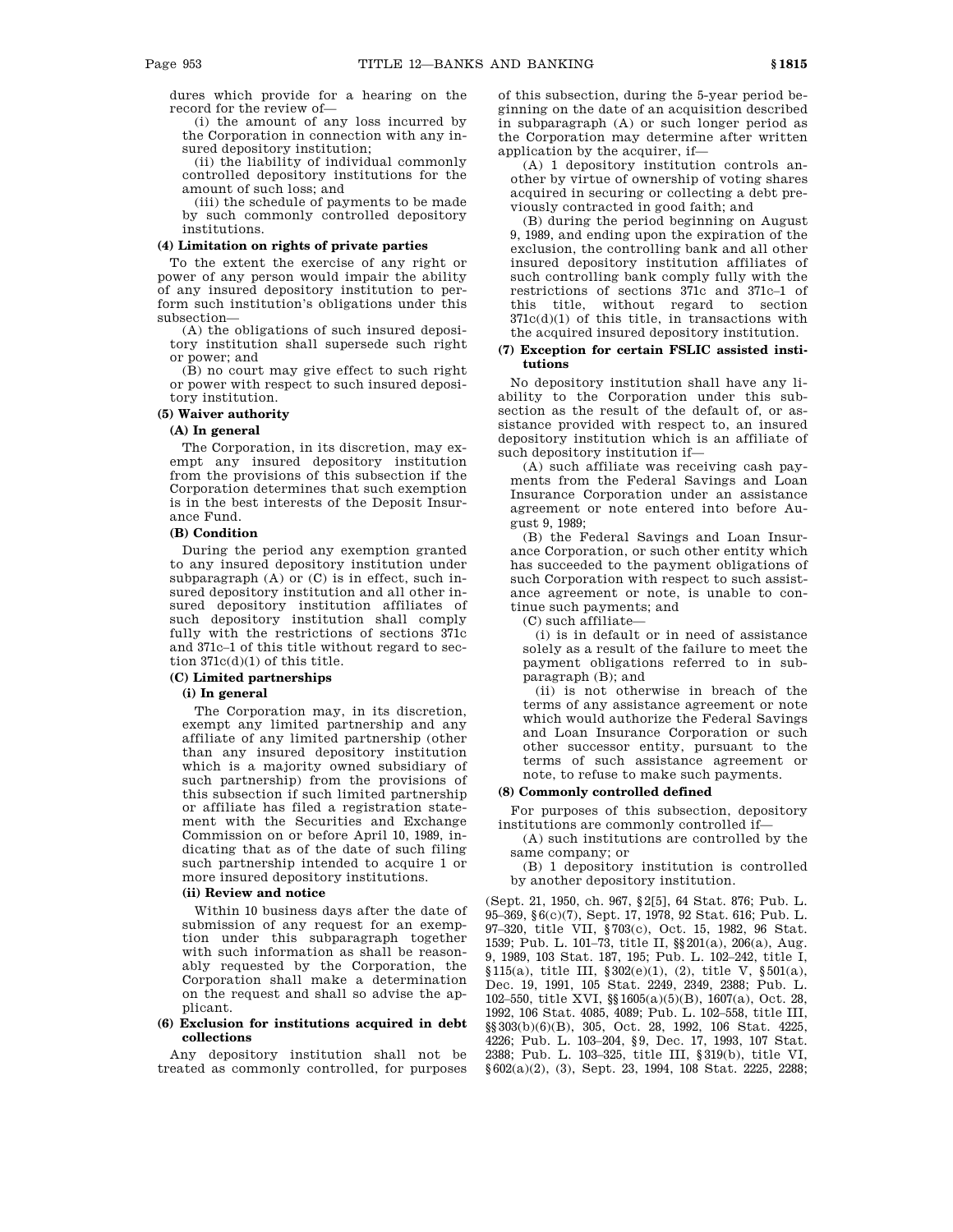dures which provide for a hearing on the record for the review of—

(i) the amount of any loss incurred by the Corporation in connection with any insured depository institution;

(ii) the liability of individual commonly controlled depository institutions for the amount of such loss; and

(iii) the schedule of payments to be made by such commonly controlled depository institutions.

#### (4) Limitation on rights of private parties

To the extent the exercise of any right or power of any person would impair the ability of any insured depository institution to perform such institution's obligations under this subsection—

(A) the obligations of such insured depository institution shall supersede such right or power; and

(B) no court may give effect to such right or power with respect to such insured depository institution.

#### (5) Waiver authority

##### (A) In general

The Corporation, in its discretion, may exempt any insured depository institution from the provisions of this subsection if the Corporation determines that such exemption is in the best interests of the Deposit Insurance Fund.

##### (B) Condition

During the period any exemption granted to any insured depository institution under subparagraph (A) or (C) is in effect, such insured depository institution and all other insured depository institution affiliates of such depository institution shall comply fully with the restrictions of sections 371c and 371c–1 of this title without regard to section 371c(d)(1) of this title.

##### (C) Limited partnerships

###### (i) In general

The Corporation may, in its discretion, exempt any limited partnership and any affiliate of any limited partnership (other than any insured depository institution which is a majority owned subsidiary of such partnership) from the provisions of this subsection if such limited partnership or affiliate has filed a registration statement with the Securities and Exchange Commission on or before April 10, 1989, indicating that as of the date of such filing such partnership intended to acquire 1 or more insured depository institutions.

###### (ii) Review and notice

Within 10 business days after the date of submission of any request for an exemption under this subparagraph together with such information as shall be reasonably requested by the Corporation, the Corporation shall make a determination on the request and shall so advise the applicant.

#### (6) Exclusion for institutions acquired in debt collections

Any depository institution shall not be treated as commonly controlled, for purposes of this subsection, during the 5-year period beginning on the date of an acquisition described in subparagraph (A) or such longer period as the Corporation may determine after written application by the acquirer, if—

(A) 1 depository institution controls another by virtue of ownership of voting shares acquired in securing or collecting a debt previously contracted in good faith; and

(B) during the period beginning on August 9, 1989, and ending upon the expiration of the exclusion, the controlling bank and all other insured depository institution affiliates of such controlling bank comply fully with the restrictions of sections 371c and 371c–1 of this title, without regard to section 371c(d)(1) of this title, in transactions with the acquired insured depository institution.

#### (7) Exception for certain FSLIC assisted institutions

No depository institution shall have any liability to the Corporation under this subsection as the result of the default of, or assistance provided with respect to, an insured depository institution which is an affiliate of such depository institution if—

(A) such affiliate was receiving cash payments from the Federal Savings and Loan Insurance Corporation under an assistance agreement or note entered into before August 9, 1989;

(B) the Federal Savings and Loan Insurance Corporation, or such other entity which has succeeded to the payment obligations of such Corporation with respect to such assistance agreement or note, is unable to continue such payments; and

(C) such affiliate—

(i) is in default or in need of assistance solely as a result of the failure to meet the payment obligations referred to in subparagraph (B); and

(ii) is not otherwise in breach of the terms of any assistance agreement or note which would authorize the Federal Savings and Loan Insurance Corporation or such other successor entity, pursuant to the terms of such assistance agreement or note, to refuse to make such payments.

#### (8) Commonly controlled defined

For purposes of this subsection, depository institutions are commonly controlled if—

(A) such institutions are controlled by the same company; or

(B) 1 depository institution is controlled by another depository institution.

(Sept. 21, 1950, ch. 967, §2[5], 64 Stat. 876; Pub. L. 95–369, §6(c)(7), Sept. 17, 1978, 92 Stat. 616; Pub. L. 97–320, title VII, §703(c), Oct. 15, 1982, 96 Stat. 1539; Pub. L. 101–73, title II, §§201(a), 206(a), Aug. 9, 1989, 103 Stat. 187, 195; Pub. L. 102–242, title I, §115(a), title III, §302(e)(1), (2), title V, §501(a), Dec. 19, 1991, 105 Stat. 2249, 2349, 2388; Pub. L. 102–550, title XVI, §§1605(a)(5)(B), 1607(a), Oct. 28, 1992, 106 Stat. 4085, 4089; Pub. L. 102–558, title III, §§303(b)(6)(B), 305, Oct. 28, 1992, 106 Stat. 4225, 4226; Pub. L. 103–204, §9, Dec. 17, 1993, 107 Stat. 2388; Pub. L. 103–325, title III, §319(b), title VI, §602(a)(2), (3), Sept. 23, 1994, 108 Stat. 2225, 2288;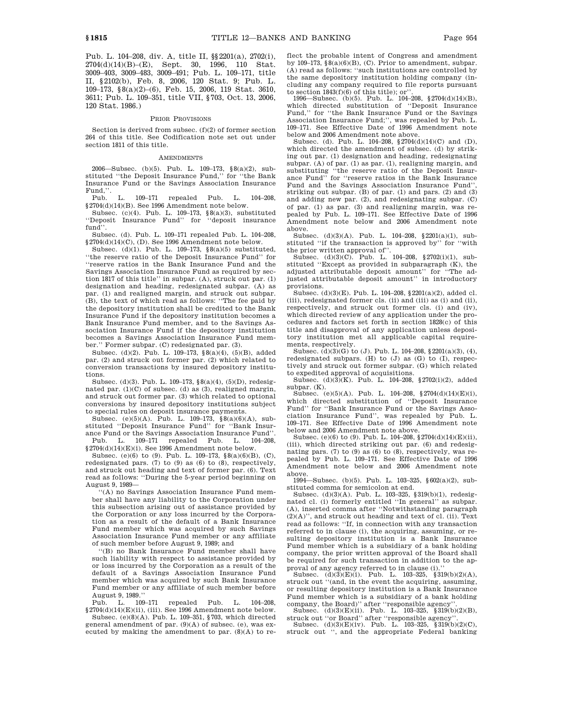Pub. L. 104–208, div. A, title II, §§2201(a), 2702(i), 2704(d)(14)(B)–(E), Sept. 30, 1996, 110 Stat. 3009–403, 3009–483, 3009–491; Pub. L. 109–171, title II, §2102(b), Feb. 8, 2006, 120 Stat. 9; Pub. L. 109–173, §8(a)(2)–(6), Feb. 15, 2006, 119 Stat. 3610, 3611; Pub. L. 109–351, title VII, §703, Oct. 13, 2006, 120 Stat. 1986.)

## Prior Provisions

Section is derived from subsec. (f)(2) of former section 264 of this title. See Codification note set out under section 1811 of this title.

## Amendments

2006—Subsec. (b)(5). Pub. L. 109–173, §8(a)(2), substituted "the Deposit Insurance Fund," for "the Bank Insurance Fund or the Savings Association Insurance Fund,".

Pub. L. 109–171 repealed Pub. L. 104–208, §2704(d)(14)(B). See 1996 Amendment note below.

Subsec. (c)(4). Pub. L. 109–173, §8(a)(3), substituted "Deposit Insurance Fund" for "deposit insurance fund".

Subsec. (d). Pub. L. 109–171 repealed Pub. L. 104–208, §2704(d)(14)(C), (D). See 1996 Amendment note below.

Subsec. (d)(1). Pub. L. 109–173, §8(a)(5) substituted, "the reserve ratio of the Deposit Insurance Fund" for "reserve ratios in the Bank Insurance Fund and the Savings Association Insurance Fund as required by section 1817 of this title" in subpar. (A), struck out par. (1) designation and heading, redesignated subpar. (A) as par. (1) and realigned margin, and struck out subpar. (B), the text of which read as follows: "The fee paid by the depository institution shall be credited to the Bank Insurance Fund if the depository institution becomes a Bank Insurance Fund member, and to the Savings Association Insurance Fund if the depository institution becomes a Savings Association Insurance Fund member." Former subpar. (C) redesignated par. (3).

Subsec. (d)(2). Pub. L. 109–173, §8(a)(4), (5)(B), added par. (2) and struck out former par. (2) which related to conversion transactions by insured depository institutions.

Subsec. (d)(3). Pub. L. 109–173, §8(a)(4), (5)(D), redesignated par. (1)(C) of subsec. (d) as (3), realigned margin, and struck out former par. (3) which related to optional conversions by insured depository institutions subject to special rules on deposit insurance payments.

Subsec. (e)(5)(A). Pub. L. 109–173, §8(a)(6)(A), substituted "Deposit Insurance Fund" for "Bank Insurance Fund or the Savings Association Insurance Fund".

Pub. L. 109–171 repealed Pub. L. 104–208, §2704(d)(14)(E)(i). See 1996 Amendment note below.

Subsec. (e)(6) to (9). Pub. L. 109–173, §8(a)(6)(B), (C), redesignated pars. (7) to (9) as (6) to (8), respectively, and struck out heading and text of former par. (6). Text read as follows: "During the 5-year period beginning on August 9, 1989—

"(A) no Savings Association Insurance Fund member shall have any liability to the Corporation under this subsection arising out of assistance provided by the Corporation or any loss incurred by the Corporation as a result of the default of a Bank Insurance Fund member which was acquired by such Savings Association Insurance Fund member or any affiliate of such member before August 9, 1989; and

"(B) no Bank Insurance Fund member shall have such liability with respect to assistance provided by or loss incurred by the Corporation as a result of the default of a Savings Association Insurance Fund member which was acquired by such Bank Insurance Fund member or any affiliate of such member before August 9, 1989."

Pub. L. 109–171 repealed Pub. L. 104–208, §2704(d)(14)(E)(ii), (iii). See 1996 Amendment note below.

Subsec. (e)(8)(A). Pub. L. 109–351, §703, which directed general amendment of par. (9)(A) of subsec. (e), was executed by making the amendment to par. (8)(A) to reflect the probable intent of Congress and amendment by 109–173, §8(a)(6)(B), (C). Prior to amendment, subpar. (A) read as follows: "such institutions are controlled by the same depository institution holding company (including any company required to file reports pursuant to section 1843(f)(6) of this title); or".

1996—Subsec. (b)(5). Pub. L. 104–208, §2704(d)(14)(B), which directed substitution of "Deposit Insurance Fund," for "the Bank Insurance Fund or the Savings Association Insurance Fund;", was repealed by Pub. L. 109–171. See Effective Date of 1996 Amendment note below and 2006 Amendment note above.

Subsec. (d). Pub. L. 104–208, §2704(d)(14)(C) and (D), which directed the amendment of subsec. (d) by striking out par. (1) designation and heading, redesignating subpar. (A) of par. (1) as par. (1), realigning margin, and substituting "the reserve ratio of the Deposit Insurance Fund" for "reserve ratios in the Bank Insurance Fund and the Savings Association Insurance Fund", striking out subpar. (B) of par. (1) and pars. (2) and (3) and adding new par. (2), and redesignating subpar. (C) of par. (1) as par. (3) and realigning margin, was repealed by Pub. L. 109–171. See Effective Date of 1996 Amendment note below and 2006 Amendment note above.

Subsec. (d)(3)(A). Pub. L. 104–208, §2201(a)(1), substituted "if the transaction is approved by" for "with the prior written approval of".

Subsec. (d)(3)(C). Pub. L. 104–208, §2702(i)(1), substituted "Except as provided in subparagraph (K), the adjusted attributable deposit amount" for "The adjusted attributable deposit amount" in introductory provisions.

Subsec. (d)(3)(E). Pub. L. 104–208, §2201(a)(2), added cl. (iii), redesignated former cls. (ii) and (iii) as (i) and (ii), respectively, and struck out former cls. (i) and (iv), which directed review of any application under the procedures and factors set forth in section 1828(c) of this title and disapproval of any application unless depository institution met all applicable capital requirements, respectively.

Subsec. (d)(3)(G) to (J). Pub. L. 104–208, §2201(a)(3), (4), redesignated subpars. (H) to (J) as (G) to (I), respectively and struck out former subpar. (G) which related to expedited approval of acquisitions.

Subsec. (d)(3)(K). Pub. L. 104–208, §2702(i)(2), added subpar. (K).

Subsec. (e)(5)(A). Pub. L. 104–208, §2704(d)(14)(E)(i), which directed substitution of "Deposit Insurance Fund" for "Bank Insurance Fund or the Savings Association Insurance Fund", was repealed by Pub. L. 109–171. See Effective Date of 1996 Amendment note below and 2006 Amendment note above.

Subsec. (e)(6) to (9). Pub. L. 104–208, §2704(d)(14)(E)(ii), (iii), which directed striking out par. (6) and redesignating pars. (7) to (9) as (6) to (8), respectively, was repealed by Pub. L. 109–171. See Effective Date of 1996 Amendment note below and 2006 Amendment note above.

1994—Subsec. (b)(5). Pub. L. 103–325, §602(a)(2), substituted comma for semicolon at end.

Subsec. (d)(3)(A). Pub. L. 103–325, §319(b)(1), redesignated cl. (i) formerly entitled "In general" as subpar. (A), inserted comma after "Notwithstanding paragraph (2)(A)", and struck out heading and text of cl. (ii). Text read as follows: "If, in connection with any transaction referred to in clause (i), the acquiring, assuming, or resulting depository institution is a Bank Insurance Fund member which is a subsidiary of a bank holding company, the prior written approval of the Board shall be required for such transaction in addition to the approval of any agency referred to in clause (i)."

Subsec. (d)(3)(E)(i). Pub. L. 103–325, §319(b)(2)(A), struck out "(and, in the event the acquiring, assuming, or resulting depository institution is a Bank Insurance Fund member which is a subsidiary of a bank holding company, the Board)" after "responsible agency".

Subsec. (d)(3)(E)(ii). Pub. L. 103–325, §319(b)(2)(B), struck out "or Board" after "responsible agency".

Subsec. (d)(3)(E)(iv). Pub. L. 103–325, §319(b)(2)(C), struck out ", and the appropriate Federal banking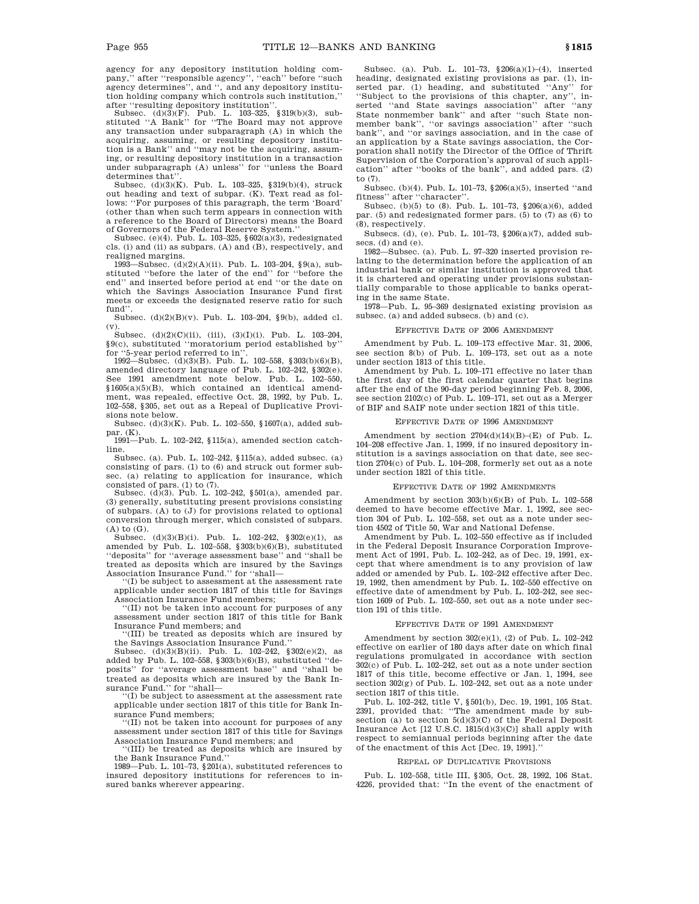agency for any depository institution holding company,'' after ''responsible agency'', ''each'' before ''such agency determines'', and '', and any depository institution holding company which controls such institution,'' after ''resulting depository institution''.

Subsec. (d)(3)(F). Pub. L. 103–325, §319(b)(3), substituted ''A Bank'' for ''The Board may not approve any transaction under subparagraph (A) in which the acquiring, assuming, or resulting depository institution is a Bank'' and ''may not be the acquiring, assuming, or resulting depository institution in a transaction under subparagraph (A) unless'' for ''unless the Board determines that''.

Subsec. (d)(3)(K). Pub. L. 103–325, §319(b)(4), struck out heading and text of subpar. (K). Text read as follows: ''For purposes of this paragraph, the term 'Board' (other than when such term appears in connection with a reference to the Board of Directors) means the Board of Governors of the Federal Reserve System.''

Subsec. (e)(4). Pub. L. 103–325, §602(a)(3), redesignated cls. (i) and (ii) as subpars. (A) and (B), respectively, and realigned margins.

1993—Subsec. (d)(2)(A)(ii). Pub. L. 103–204, §9(a), substituted ''before the later of the end'' for ''before the end'' and inserted before period at end ''or the date on which the Savings Association Insurance Fund first meets or exceeds the designated reserve ratio for such fund''.

Subsec. (d)(2)(B)(v). Pub. L. 103–204, §9(b), added cl. (v).

Subsec. (d)(2)(C)(ii), (iii), (3)(I)(i). Pub. L. 103–204, §9(c), substituted ''moratorium period established by'' for ''5-year period referred to in''.

1992—Subsec. (d)(3)(B). Pub. L. 102–558, §303(b)(6)(B), amended directory language of Pub. L. 102–242, §302(e). See 1991 amendment note below. Pub. L. 102–550, §1605(a)(5)(B), which contained an identical amendment, was repealed, effective Oct. 28, 1992, by Pub. L. 102–558, §305, set out as a Repeal of Duplicative Provisions note below.

Subsec. (d)(3)(K). Pub. L. 102–550, §1607(a), added subpar. (K).

1991—Pub. L. 102–242, §115(a), amended section catchline.

Subsec. (a). Pub. L. 102–242, §115(a), added subsec. (a) consisting of pars. (1) to (6) and struck out former subsec. (a) relating to application for insurance, which consisted of pars. (1) to (7).

Subsec. (d)(3). Pub. L. 102–242, §501(a), amended par. (3) generally, substituting present provisions consisting of subpars. (A) to (J) for provisions related to optional conversion through merger, which consisted of subpars. (A) to (G).

Subsec. (d)(3)(B)(i). Pub. L. 102–242, §302(e)(1), as amended by Pub. L. 102–558, §303(b)(6)(B), substituted ''deposits'' for ''average assessment base'' and ''shall be treated as deposits which are insured by the Savings Association Insurance Fund.'' for ''shall—

''(I) be subject to assessment at the assessment rate applicable under section 1817 of this title for Savings Association Insurance Fund members;

''(II) not be taken into account for purposes of any assessment under section 1817 of this title for Bank Insurance Fund members; and

''(III) be treated as deposits which are insured by the Savings Association Insurance Fund.''

Subsec. (d)(3)(B)(ii). Pub. L. 102–242, §302(e)(2), as added by Pub. L. 102–558, §303(b)(6)(B), substituted ''deposits'' for ''average assessment base'' and ''shall be treated as deposits which are insured by the Bank Insurance Fund.'' for ''shall—

''(I) be subject to assessment at the assessment rate applicable under section 1817 of this title for Bank Insurance Fund members;

''(II) not be taken into account for purposes of any assessment under section 1817 of this title for Savings Association Insurance Fund members; and

''(III) be treated as deposits which are insured by the Bank Insurance Fund.''

1989—Pub. L. 101–73, §201(a), substituted references to insured depository institutions for references to insured banks wherever appearing.

Subsec. (a). Pub. L. 101–73, §206(a)(1)–(4), inserted heading, designated existing provisions as par. (1), inserted par. (1) heading, and substituted ''Any'' for ''Subject to the provisions of this chapter, any'', inserted ''and State savings association'' after ''any State nonmember bank'' and after ''such State nonmember bank'', ''or savings association'' after ''such bank'', and ''or savings association, and in the case of an application by a State savings association, the Corporation shall notify the Director of the Office of Thrift Supervision of the Corporation's approval of such application'' after ''books of the bank'', and added pars. (2) to (7).

Subsec. (b)(4). Pub. L. 101–73, §206(a)(5), inserted ''and fitness'' after ''character''.

Subsec. (b)(5) to (8). Pub. L. 101–73, §206(a)(6), added par. (5) and redesignated former pars. (5) to (7) as (6) to (8), respectively.

Subsecs. (d), (e). Pub. L. 101–73, §206(a)(7), added subsecs. (d) and (e).

1982—Subsec. (a). Pub. L. 97–320 inserted provision relating to the determination before the application of an industrial bank or similar institution is approved that it is chartered and operating under provisions substantially comparable to those applicable to banks operating in the same State.

1978—Pub. L. 95–369 designated existing provision as subsec. (a) and added subsecs. (b) and (c).

## Effective Date of 2006 Amendment

Amendment by Pub. L. 109–173 effective Mar. 31, 2006, see section 8(b) of Pub. L. 109–173, set out as a note under section 1813 of this title.

Amendment by Pub. L. 109–171 effective no later than the first day of the first calendar quarter that begins after the end of the 90-day period beginning Feb. 8, 2006, see section 2102(c) of Pub. L. 109–171, set out as a Merger of BIF and SAIF note under section 1821 of this title.

## Effective Date of 1996 Amendment

Amendment by section 2704(d)(14)(B)–(E) of Pub. L. 104–208 effective Jan. 1, 1999, if no insured depository institution is a savings association on that date, see section 2704(c) of Pub. L. 104–208, formerly set out as a note under section 1821 of this title.

## Effective Date of 1992 Amendments

Amendment by section 303(b)(6)(B) of Pub. L. 102–558 deemed to have become effective Mar. 1, 1992, see section 304 of Pub. L. 102–558, set out as a note under section 4502 of Title 50, War and National Defense.

Amendment by Pub. L. 102–550 effective as if included in the Federal Deposit Insurance Corporation Improvement Act of 1991, Pub. L. 102–242, as of Dec. 19, 1991, except that where amendment is to any provision of law added or amended by Pub. L. 102–242 effective after Dec. 19, 1992, then amendment by Pub. L. 102–550 effective on effective date of amendment by Pub. L. 102–242, see section 1609 of Pub. L. 102–550, set out as a note under section 191 of this title.

## Effective Date of 1991 Amendment

Amendment by section 302(e)(1), (2) of Pub. L. 102–242 effective on earlier of 180 days after date on which final regulations promulgated in accordance with section 302(c) of Pub. L. 102–242, set out as a note under section 1817 of this title, become effective or Jan. 1, 1994, see section 302(g) of Pub. L. 102–242, set out as a note under section 1817 of this title.

Pub. L. 102–242, title V, §501(b), Dec. 19, 1991, 105 Stat. 2391, provided that: ''The amendment made by subsection (a) to section 5(d)(3)(C) of the Federal Deposit Insurance Act [12 U.S.C. 1815(d)(3)(C)] shall apply with respect to semiannual periods beginning after the date of the enactment of this Act [Dec. 19, 1991].''

## Repeal of Duplicative Provisions

Pub. L. 102–558, title III, §305, Oct. 28, 1992, 106 Stat. 4226, provided that: ''In the event of the enactment of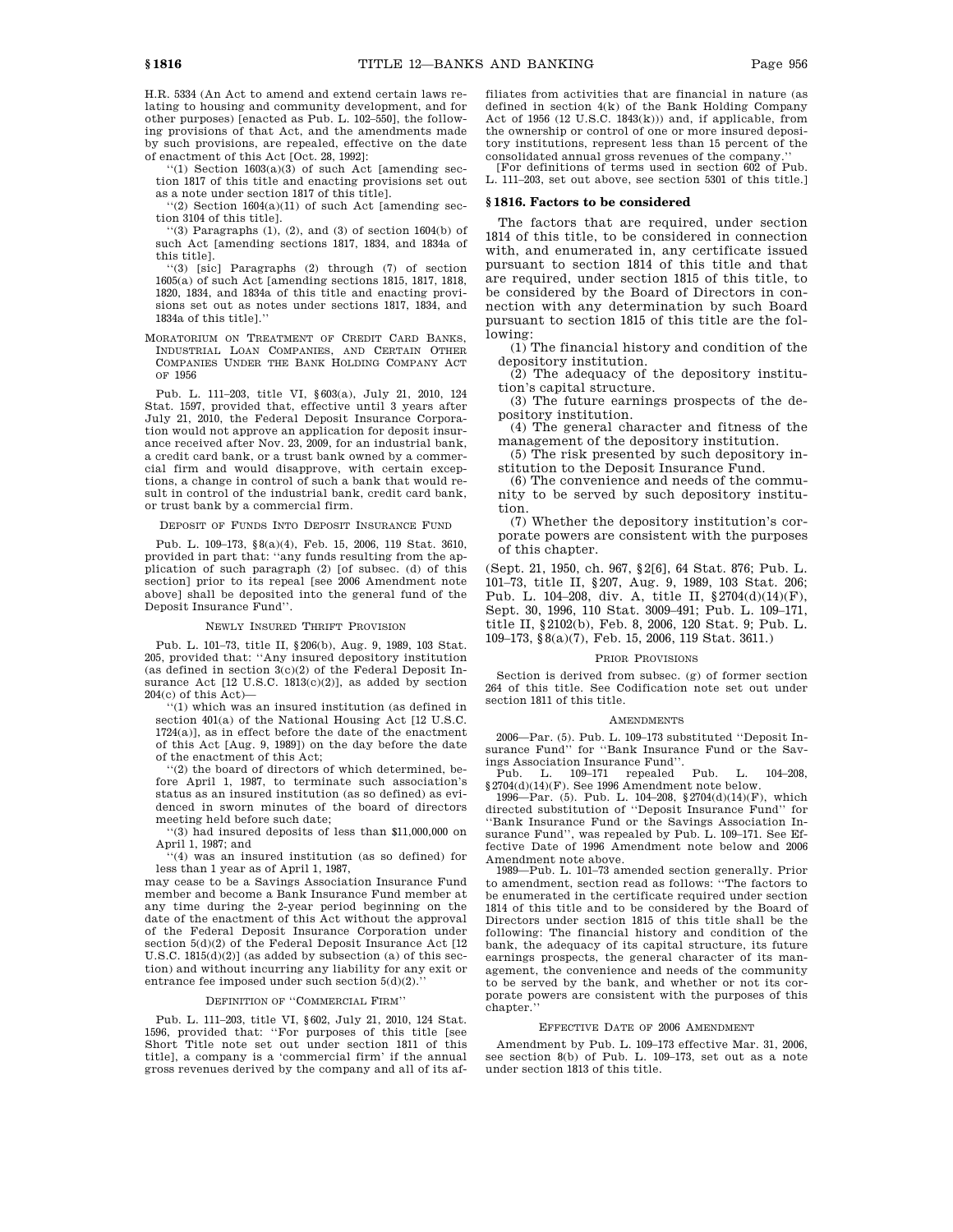H.R. 5334 (An Act to amend and extend certain laws relating to housing and community development, and for other purposes) [enacted as Pub. L. 102–550], the following provisions of that Act, and the amendments made by such provisions, are repealed, effective on the date of enactment of this Act [Oct. 28, 1992]:

"(1) Section 1603(a)(3) of such Act [amending section 1817 of this title and enacting provisions set out as a note under section 1817 of this title].

"(2) Section 1604(a)(11) of such Act [amending section 3104 of this title].

"(3) Paragraphs (1), (2), and (3) of section 1604(b) of such Act [amending sections 1817, 1834, and 1834a of this title].

"(3) [sic] Paragraphs (2) through (7) of section 1605(a) of such Act [amending sections 1815, 1817, 1818, 1820, 1834, and 1834a of this title and enacting provisions set out as notes under sections 1817, 1834, and 1834a of this title]."

MORATORIUM ON TREATMENT OF CREDIT CARD BANKS, INDUSTRIAL LOAN COMPANIES, AND CERTAIN OTHER COMPANIES UNDER THE BANK HOLDING COMPANY ACT OF 1956

Pub. L. 111–203, title VI, §603(a), July 21, 2010, 124 Stat. 1597, provided that, effective until 3 years after July 21, 2010, the Federal Deposit Insurance Corporation would not approve an application for deposit insurance received after Nov. 23, 2009, for an industrial bank, a credit card bank, or a trust bank owned by a commercial firm and would disapprove, with certain exceptions, a change in control of such a bank that would result in control of the industrial bank, credit card bank, or trust bank by a commercial firm.

DEPOSIT OF FUNDS INTO DEPOSIT INSURANCE FUND

Pub. L. 109–173, §8(a)(4), Feb. 15, 2006, 119 Stat. 3610, provided in part that: "any funds resulting from the application of such paragraph (2) [of subsec. (d) of this section] prior to its repeal [see 2006 Amendment note above] shall be deposited into the general fund of the Deposit Insurance Fund".

NEWLY INSURED THRIFT PROVISION

Pub. L. 101–73, title II, §206(b), Aug. 9, 1989, 103 Stat. 205, provided that: "Any insured depository institution (as defined in section 3(c)(2) of the Federal Deposit Insurance Act [12 U.S.C. 1813(c)(2)], as added by section 204(c) of this Act)—

"(1) which was an insured institution (as defined in section 401(a) of the National Housing Act [12 U.S.C. 1724(a)], as in effect before the date of the enactment of this Act [Aug. 9, 1989]) on the day before the date of the enactment of this Act;

"(2) the board of directors of which determined, before April 1, 1987, to terminate such association's status as an insured institution (as so defined) as evidenced in sworn minutes of the board of directors meeting held before such date;

"(3) had insured deposits of less than $11,000,000 on April 1, 1987; and

"(4) was an insured institution (as so defined) for less than 1 year as of April 1, 1987,

may cease to be a Savings Association Insurance Fund member and become a Bank Insurance Fund member at any time during the 2-year period beginning on the date of the enactment of this Act without the approval of the Federal Deposit Insurance Corporation under section 5(d)(2) of the Federal Deposit Insurance Act [12 U.S.C. 1815(d)(2)] (as added by subsection (a) of this section) and without incurring any liability for any exit or entrance fee imposed under such section 5(d)(2)."

DEFINITION OF "COMMERCIAL FIRM"

Pub. L. 111–203, title VI, §602, July 21, 2010, 124 Stat. 1596, provided that: "For purposes of this title [see Short Title note set out under section 1811 of this title], a company is a 'commercial firm' if the annual gross revenues derived by the company and all of its affiliates from activities that are financial in nature (as defined in section 4(k) of the Bank Holding Company Act of 1956 (12 U.S.C. 1843(k))) and, if applicable, from the ownership or control of one or more insured depository institutions, represent less than 15 percent of the consolidated annual gross revenues of the company."

[For definitions of terms used in section 602 of Pub. L. 111–203, set out above, see section 5301 of this title.]

## §1816. Factors to be considered

The factors that are required, under section 1814 of this title, to be considered in connection with, and enumerated in, any certificate issued pursuant to section 1814 of this title and that are required, under section 1815 of this title, to be considered by the Board of Directors in connection with any determination by such Board pursuant to section 1815 of this title are the following:

(1) The financial history and condition of the depository institution.

(2) The adequacy of the depository institution's capital structure.

(3) The future earnings prospects of the depository institution.

(4) The general character and fitness of the management of the depository institution.

(5) The risk presented by such depository institution to the Deposit Insurance Fund.

(6) The convenience and needs of the community to be served by such depository institution.

(7) Whether the depository institution's corporate powers are consistent with the purposes of this chapter.

(Sept. 21, 1950, ch. 967, §2[6], 64 Stat. 876; Pub. L. 101–73, title II, §207, Aug. 9, 1989, 103 Stat. 206; Pub. L. 104–208, div. A, title II, §2704(d)(14)(F), Sept. 30, 1996, 110 Stat. 3009–491; Pub. L. 109–171, title II, §2102(b), Feb. 8, 2006, 120 Stat. 9; Pub. L. 109–173, §8(a)(7), Feb. 15, 2006, 119 Stat. 3611.)

PRIOR PROVISIONS

Section is derived from subsec. (g) of former section 264 of this title. See Codification note set out under section 1811 of this title.

AMENDMENTS

2006—Par. (5). Pub. L. 109–173 substituted "Deposit Insurance Fund" for "Bank Insurance Fund or the Savings Association Insurance Fund".

Pub. L. 109–171 repealed Pub. L. 104–208, §2704(d)(14)(F). See 1996 Amendment note below.

1996—Par. (5). Pub. L. 104–208, §2704(d)(14)(F), which directed substitution of "Deposit Insurance Fund" for "Bank Insurance Fund or the Savings Association Insurance Fund", was repealed by Pub. L. 109–171. See Effective Date of 1996 Amendment note below and 2006 Amendment note above.

1989—Pub. L. 101–73 amended section generally. Prior to amendment, section read as follows: "The factors to be enumerated in the certificate required under section 1814 of this title and to be considered by the Board of Directors under section 1815 of this title shall be the following: The financial history and condition of the bank, the adequacy of its capital structure, its future earnings prospects, the general character of its management, the convenience and needs of the community to be served by the bank, and whether or not its corporate powers are consistent with the purposes of this chapter."

EFFECTIVE DATE OF 2006 AMENDMENT

Amendment by Pub. L. 109–173 effective Mar. 31, 2006, see section 8(b) of Pub. L. 109–173, set out as a note under section 1813 of this title.